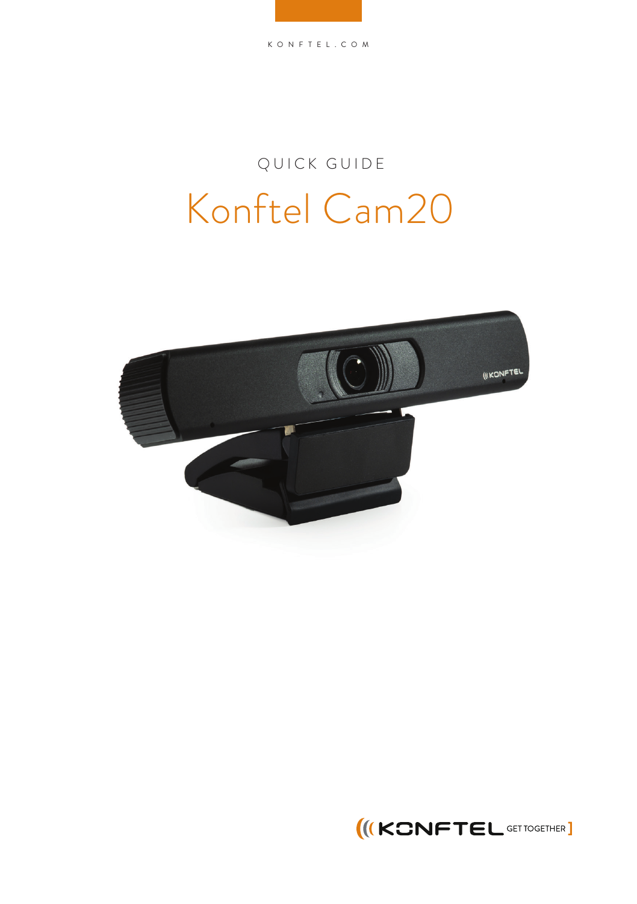KONFTEL.COM

QUICK GUIDE

# Konftel Cam20

KONFTEL GET TOGETHER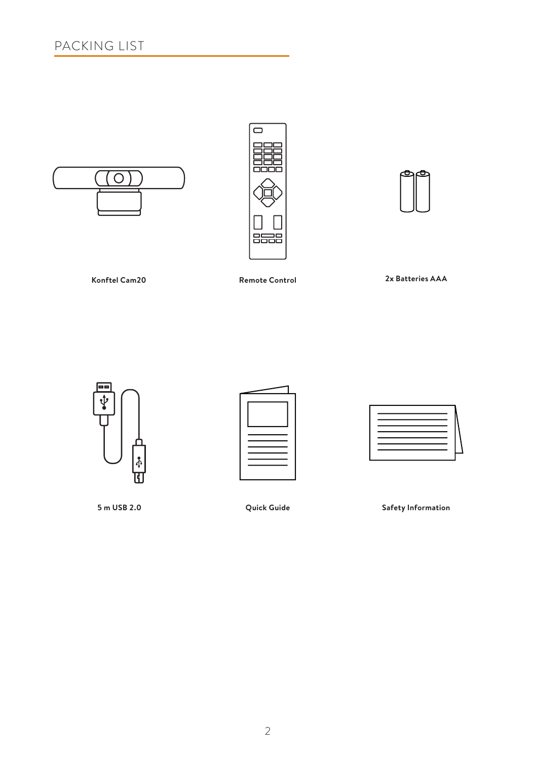# PACKING LIST

**Konftel Cam20**

**Remote Control**

**2x Batteries AAA**

**5 m USB 2.0**

**Quick Guide**

**Safety Information**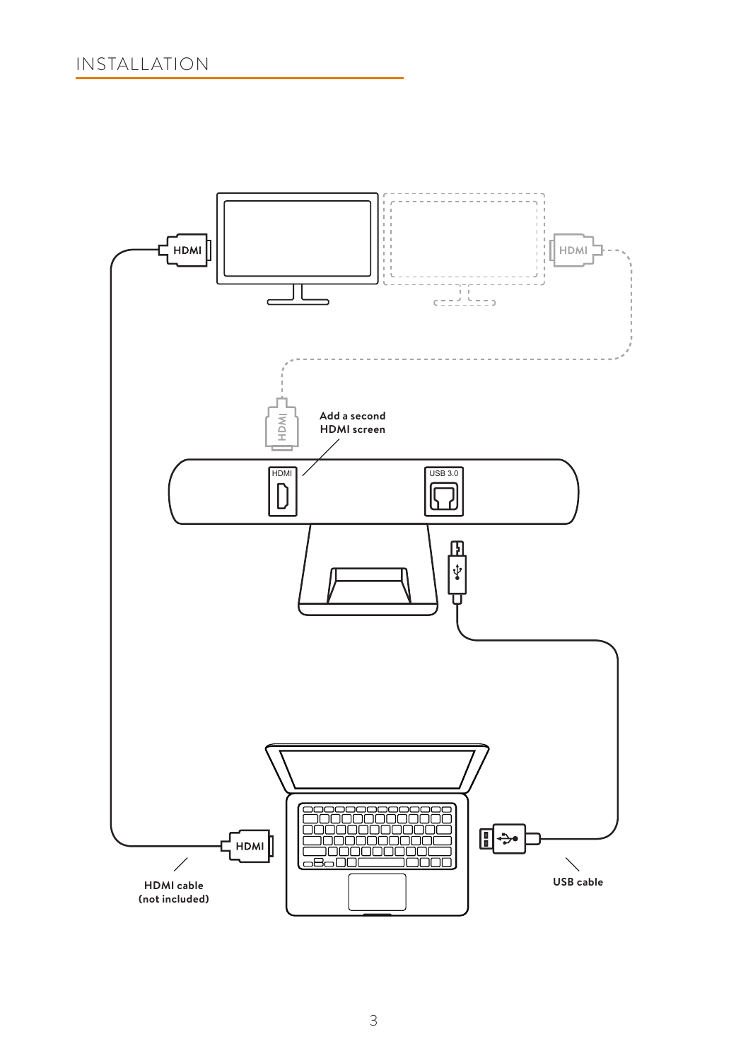# INSTALLATION

Add a second HDMI screen

HDMI cable (not included)

USB cable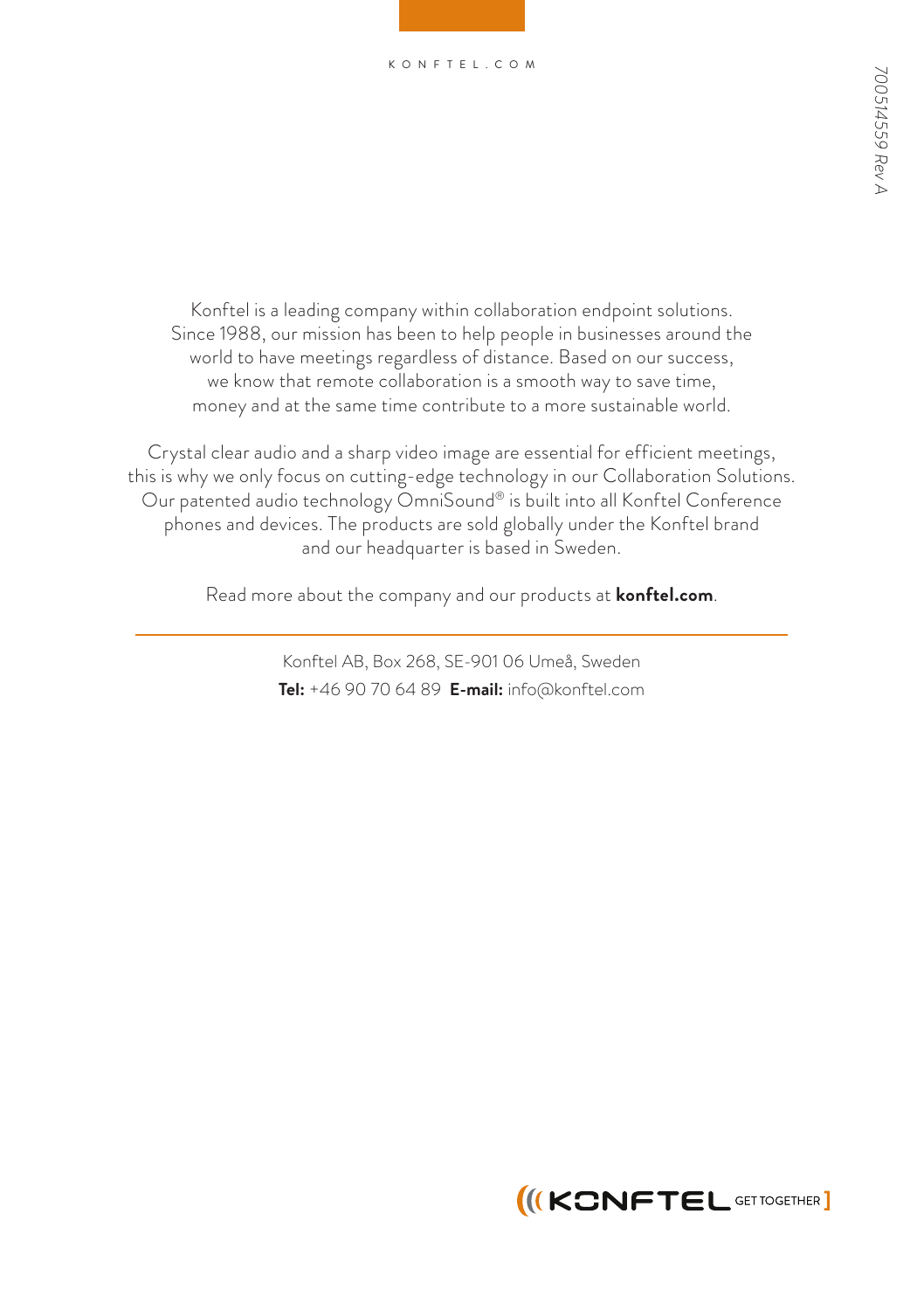KONFTEL.COM

700514559 Rev A

Konftel is a leading company within collaboration endpoint solutions. Since 1988, our mission has been to help people in businesses around the world to have meetings regardless of distance. Based on our success, we know that remote collaboration is a smooth way to save time, money and at the same time contribute to a more sustainable world.

Crystal clear audio and a sharp video image are essential for efficient meetings, this is why we only focus on cutting-edge technology in our Collaboration Solutions. Our patented audio technology OmniSound® is built into all Konftel Conference phones and devices. The products are sold globally under the Konftel brand and our headquarter is based in Sweden.

Read more about the company and our products at **konftel.com**.

---

Konftel AB, Box 268, SE-901 06 Umeå, Sweden
**Tel:** +46 90 70 64 89 **E-mail:** info@konftel.com

KONFTEL GET TOGETHER